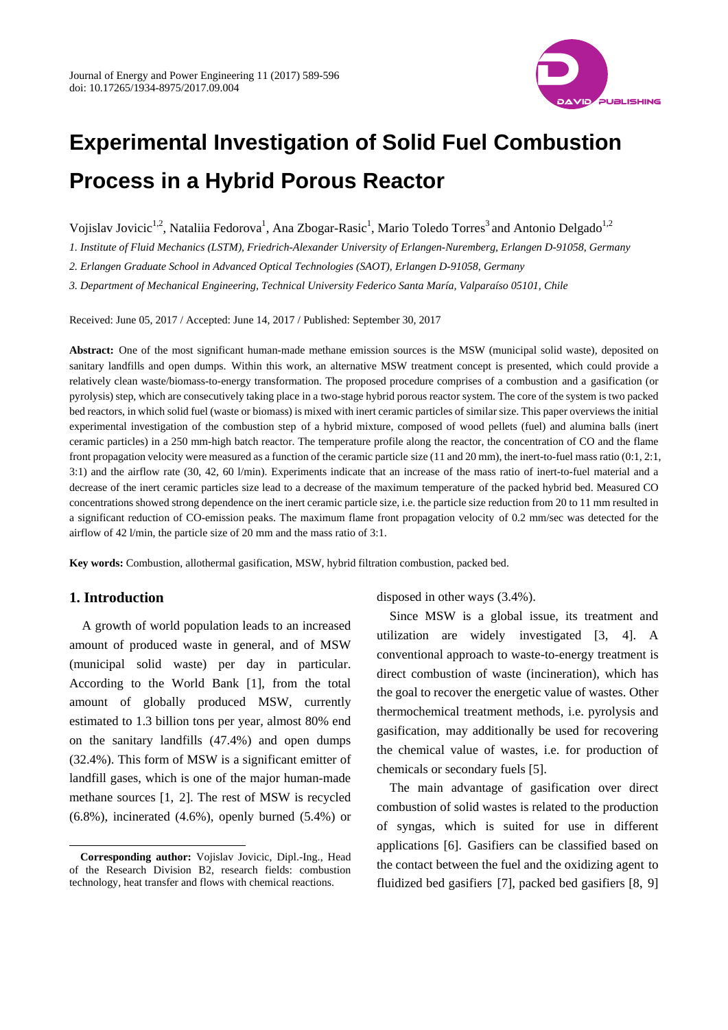# Experimental Investigation of Solid Fuel Combustion Process in a Hybrid Porous Reactor

Vojislav Jovicic[1,2], Nataliia Fedorova[1], Ana Zbogar-Rasic[1], Mario Toledo Torres[3] and Antonio Delgado[1,2]

*1. Institute of Fluid Mechanics (LSTM), Friedrich-Alexander University of Erlangen-Nuremberg, Erlangen D-91058, Germany*

*2. Erlangen Graduate School in Advanced Optical Technologies (SAOT), Erlangen D-91058, Germany*

*3. Department of Mechanical Engineering, Technical University Federico Santa María, Valparaíso 05101, Chile*

Received: June 05, 2017 / Accepted: June 14, 2017 / Published: September 30, 2017

**Abstract:** One of the most significant human-made methane emission sources is the MSW (municipal solid waste), deposited on sanitary landfills and open dumps. Within this work, an alternative MSW treatment concept is presented, which could provide a relatively clean waste/biomass-to-energy transformation. The proposed procedure comprises of a combustion and a gasification (or pyrolysis) step, which are consecutively taking place in a two-stage hybrid porous reactor system. The core of the system is two packed bed reactors, in which solid fuel (waste or biomass) is mixed with inert ceramic particles of similar size. This paper overviews the initial experimental investigation of the combustion step of a hybrid mixture, composed of wood pellets (fuel) and alumina balls (inert ceramic particles) in a 250 mm-high batch reactor. The temperature profile along the reactor, the concentration of CO and the flame front propagation velocity were measured as a function of the ceramic particle size (11 and 20 mm), the inert-to-fuel mass ratio (0:1, 2:1, 3:1) and the airflow rate (30, 42, 60 l/min). Experiments indicate that an increase of the mass ratio of inert-to-fuel material and a decrease of the inert ceramic particles size lead to a decrease of the maximum temperature of the packed hybrid bed. Measured CO concentrations showed strong dependence on the inert ceramic particle size, i.e. the particle size reduction from 20 to 11 mm resulted in a significant reduction of CO-emission peaks. The maximum flame front propagation velocity of 0.2 mm/sec was detected for the airflow of 42 l/min, the particle size of 20 mm and the mass ratio of 3:1.

**Key words:** Combustion, allothermal gasification, MSW, hybrid filtration combustion, packed bed.

## 1. Introduction

A growth of world population leads to an increased amount of produced waste in general, and of MSW (municipal solid waste) per day in particular. According to the World Bank [1], from the total amount of globally produced MSW, currently estimated to 1.3 billion tons per year, almost 80% end on the sanitary landfills (47.4%) and open dumps (32.4%). This form of MSW is a significant emitter of landfill gases, which is one of the major human-made methane sources [1, 2]. The rest of MSW is recycled (6.8%), incinerated (4.6%), openly burned (5.4%) or disposed in other ways (3.4%).

Since MSW is a global issue, its treatment and utilization are widely investigated [3, 4]. A conventional approach to waste-to-energy treatment is direct combustion of waste (incineration), which has the goal to recover the energetic value of wastes. Other thermochemical treatment methods, i.e. pyrolysis and gasification, may additionally be used for recovering the chemical value of wastes, i.e. for production of chemicals or secondary fuels [5].

The main advantage of gasification over direct combustion of solid wastes is related to the production of syngas, which is suited for use in different applications [6]. Gasifiers can be classified based on the contact between the fuel and the oxidizing agent to fluidized bed gasifiers [7], packed bed gasifiers [8, 9]

**Corresponding author:** Vojislav Jovicic, Dipl.-Ing., Head of the Research Division B2, research fields: combustion technology, heat transfer and flows with chemical reactions.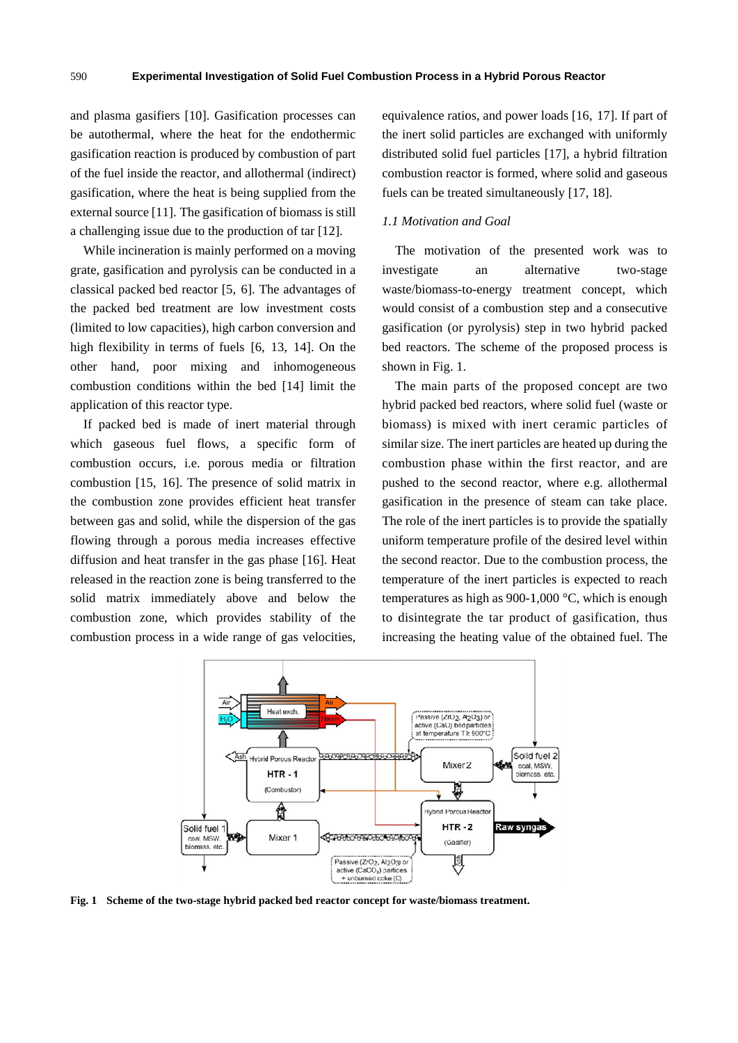and plasma gasifiers [10]. Gasification processes can be autothermal, where the heat for the endothermic gasification reaction is produced by combustion of part of the fuel inside the reactor, and allothermal (indirect) gasification, where the heat is being supplied from the external source [11]. The gasification of biomass is still a challenging issue due to the production of tar [12].

While incineration is mainly performed on a moving grate, gasification and pyrolysis can be conducted in a classical packed bed reactor [5, 6]. The advantages of the packed bed treatment are low investment costs (limited to low capacities), high carbon conversion and high flexibility in terms of fuels [6, 13, 14]. On the other hand, poor mixing and inhomogeneous combustion conditions within the bed [14] limit the application of this reactor type.

If packed bed is made of inert material through which gaseous fuel flows, a specific form of combustion occurs, i.e. porous media or filtration combustion [15, 16]. The presence of solid matrix in the combustion zone provides efficient heat transfer between gas and solid, while the dispersion of the gas flowing through a porous media increases effective diffusion and heat transfer in the gas phase [16]. Heat released in the reaction zone is being transferred to the solid matrix immediately above and below the combustion zone, which provides stability of the combustion process in a wide range of gas velocities, equivalence ratios, and power loads [16, 17]. If part of the inert solid particles are exchanged with uniformly distributed solid fuel particles [17], a hybrid filtration combustion reactor is formed, where solid and gaseous fuels can be treated simultaneously [17, 18].

### *1.1 Motivation and Goal*

The motivation of the presented work was to investigate an alternative two-stage waste/biomass-to-energy treatment concept, which would consist of a combustion step and a consecutive gasification (or pyrolysis) step in two hybrid packed bed reactors. The scheme of the proposed process is shown in Fig. 1.

The main parts of the proposed concept are two hybrid packed bed reactors, where solid fuel (waste or biomass) is mixed with inert ceramic particles of similar size. The inert particles are heated up during the combustion phase within the first reactor, and are pushed to the second reactor, where e.g. allothermal gasification in the presence of steam can take place. The role of the inert particles is to provide the spatially uniform temperature profile of the desired level within the second reactor. Due to the combustion process, the temperature of the inert particles is expected to reach temperatures as high as 900-1,000 °C, which is enough to disintegrate the tar product of gasification, thus increasing the heating value of the obtained fuel. The

**Fig. 1 Scheme of the two-stage hybrid packed bed reactor concept for waste/biomass treatment.**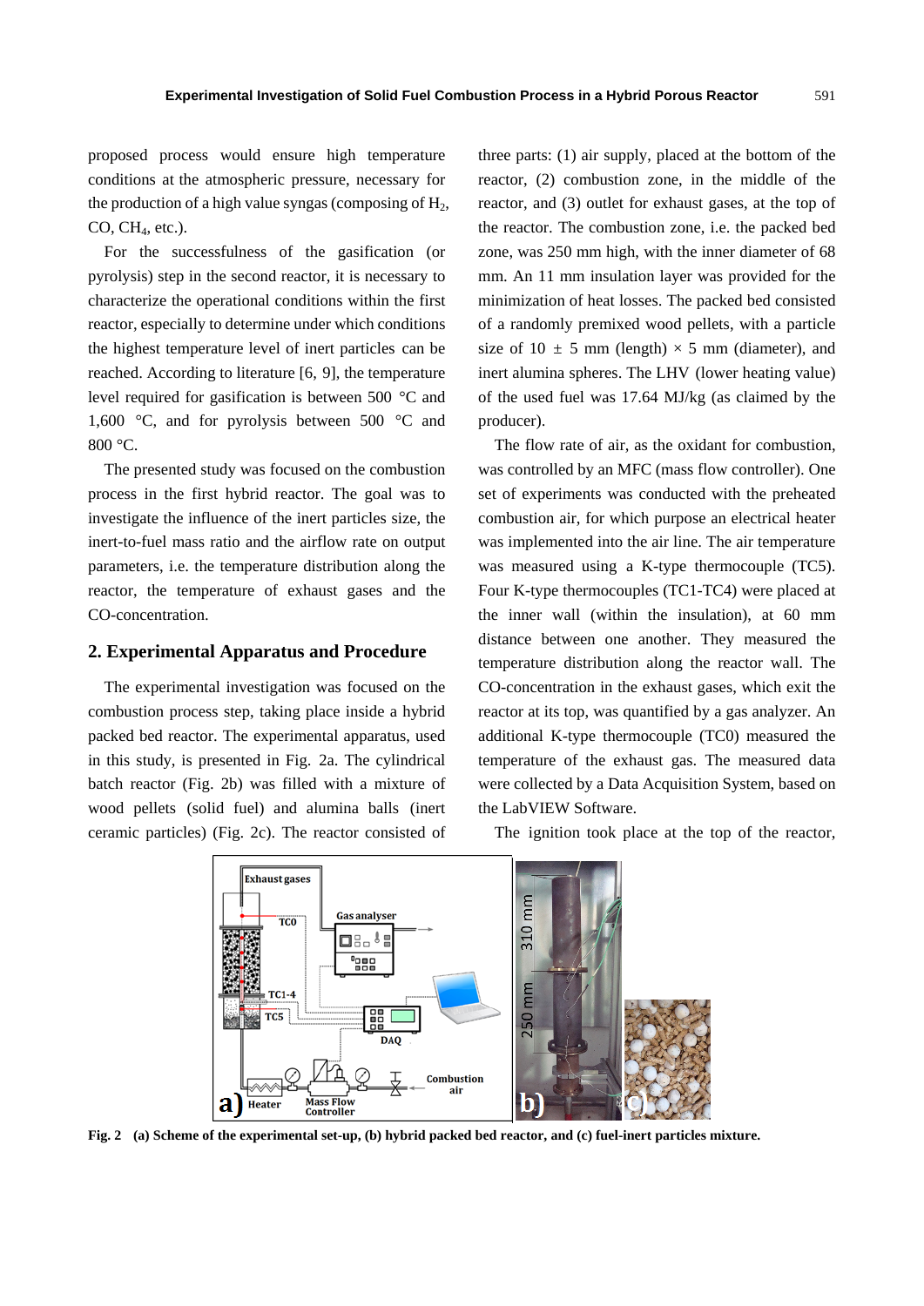proposed process would ensure high temperature conditions at the atmospheric pressure, necessary for the production of a high value syngas (composing of $H_2$, CO, $CH_4$, etc.).

For the successfulness of the gasification (or pyrolysis) step in the second reactor, it is necessary to characterize the operational conditions within the first reactor, especially to determine under which conditions the highest temperature level of inert particles can be reached. According to literature [6, 9], the temperature level required for gasification is between 500 °C and 1,600 °C, and for pyrolysis between 500 °C and 800 °C.

The presented study was focused on the combustion process in the first hybrid reactor. The goal was to investigate the influence of the inert particles size, the inert-to-fuel mass ratio and the airflow rate on output parameters, i.e. the temperature distribution along the reactor, the temperature of exhaust gases and the CO-concentration.

## 2. Experimental Apparatus and Procedure

The experimental investigation was focused on the combustion process step, taking place inside a hybrid packed bed reactor. The experimental apparatus, used in this study, is presented in Fig. 2a. The cylindrical batch reactor (Fig. 2b) was filled with a mixture of wood pellets (solid fuel) and alumina balls (inert ceramic particles) (Fig. 2c). The reactor consisted of three parts: (1) air supply, placed at the bottom of the reactor, (2) combustion zone, in the middle of the reactor, and (3) outlet for exhaust gases, at the top of the reactor. The combustion zone, i.e. the packed bed zone, was 250 mm high, with the inner diameter of 68 mm. An 11 mm insulation layer was provided for the minimization of heat losses. The packed bed consisted of a randomly premixed wood pellets, with a particle size of 10 ± 5 mm (length) × 5 mm (diameter), and inert alumina spheres. The LHV (lower heating value) of the used fuel was 17.64 MJ/kg (as claimed by the producer).

The flow rate of air, as the oxidant for combustion, was controlled by an MFC (mass flow controller). One set of experiments was conducted with the preheated combustion air, for which purpose an electrical heater was implemented into the air line. The air temperature was measured using a K-type thermocouple (TC5). Four K-type thermocouples (TC1-TC4) were placed at the inner wall (within the insulation), at 60 mm distance between one another. They measured the temperature distribution along the reactor wall. The CO-concentration in the exhaust gases, which exit the reactor at its top, was quantified by a gas analyzer. An additional K-type thermocouple (TC0) measured the temperature of the exhaust gas. The measured data were collected by a Data Acquisition System, based on the LabVIEW Software.

The ignition took place at the top of the reactor,

**Fig. 2 (a) Scheme of the experimental set-up, (b) hybrid packed bed reactor, and (c) fuel-inert particles mixture.**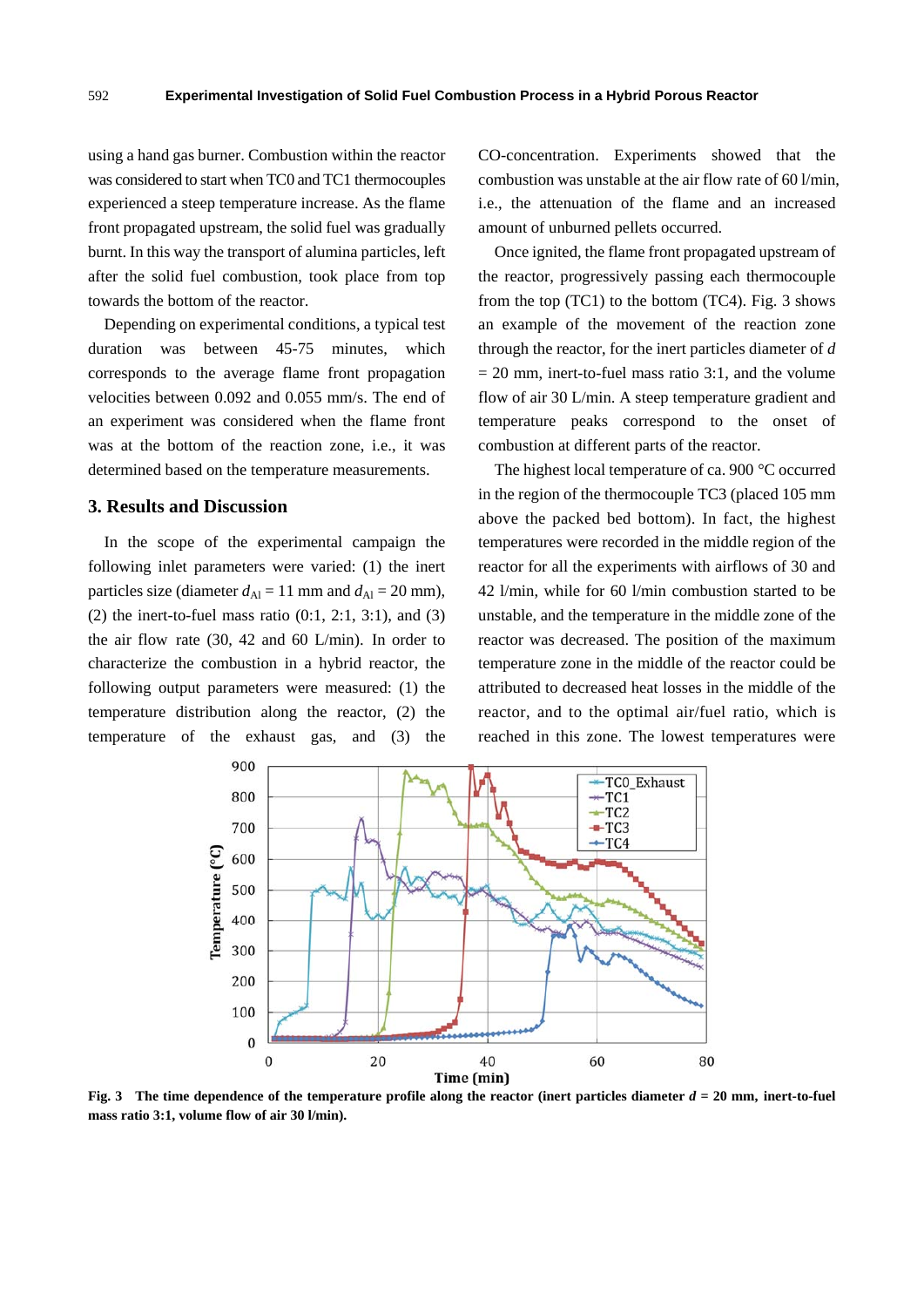using a hand gas burner. Combustion within the reactor was considered to start when TC0 and TC1 thermocouples experienced a steep temperature increase. As the flame front propagated upstream, the solid fuel was gradually burnt. In this way the transport of alumina particles, left after the solid fuel combustion, took place from top towards the bottom of the reactor.

Depending on experimental conditions, a typical test duration was between 45-75 minutes, which corresponds to the average flame front propagation velocities between 0.092 and 0.055 mm/s. The end of an experiment was considered when the flame front was at the bottom of the reaction zone, i.e., it was determined based on the temperature measurements.

## 3. Results and Discussion

In the scope of the experimental campaign the following inlet parameters were varied: (1) the inert particles size (diameter $d_{Al}$ = 11 mm and $d_{Al}$ = 20 mm), (2) the inert-to-fuel mass ratio (0:1, 2:1, 3:1), and (3) the air flow rate (30, 42 and 60 L/min). In order to characterize the combustion in a hybrid reactor, the following output parameters were measured: (1) the temperature distribution along the reactor, (2) the temperature of the exhaust gas, and (3) the CO-concentration. Experiments showed that the combustion was unstable at the air flow rate of 60 l/min, i.e., the attenuation of the flame and an increased amount of unburned pellets occurred.

Once ignited, the flame front propagated upstream of the reactor, progressively passing each thermocouple from the top (TC1) to the bottom (TC4). Fig. 3 shows an example of the movement of the reaction zone through the reactor, for the inert particles diameter of $d$ = 20 mm, inert-to-fuel mass ratio 3:1, and the volume flow of air 30 L/min. A steep temperature gradient and temperature peaks correspond to the onset of combustion at different parts of the reactor.

The highest local temperature of ca. 900 °C occurred in the region of the thermocouple TC3 (placed 105 mm above the packed bed bottom). In fact, the highest temperatures were recorded in the middle region of the reactor for all the experiments with airflows of 30 and 42 l/min, while for 60 l/min combustion started to be unstable, and the temperature in the middle zone of the reactor was decreased. The position of the maximum temperature zone in the middle of the reactor could be attributed to decreased heat losses in the middle of the reactor, and to the optimal air/fuel ratio, which is reached in this zone. The lowest temperatures were

**Fig. 3 The time dependence of the temperature profile along the reactor (inert particles diameter $d$ = 20 mm, inert-to-fuel mass ratio 3:1, volume flow of air 30 l/min).**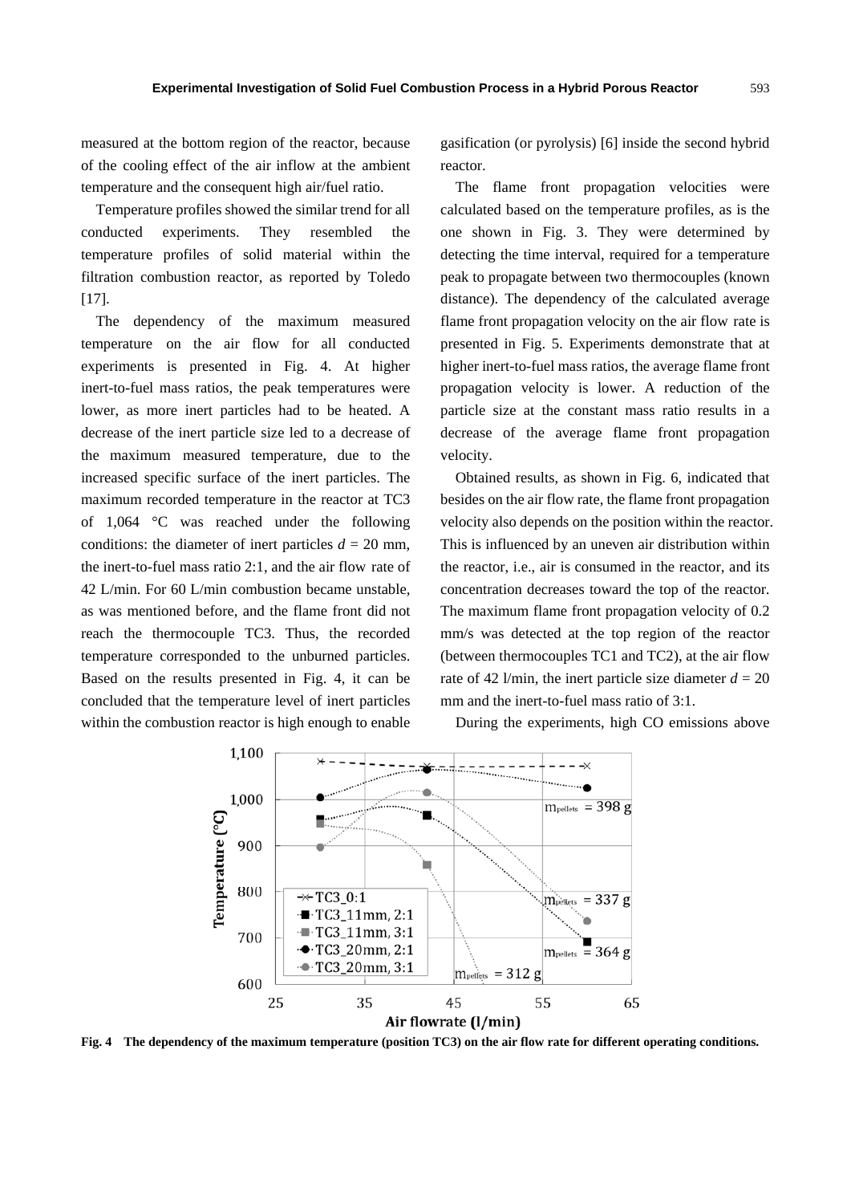measured at the bottom region of the reactor, because of the cooling effect of the air inflow at the ambient temperature and the consequent high air/fuel ratio.

Temperature profiles showed the similar trend for all conducted experiments. They resembled the temperature profiles of solid material within the filtration combustion reactor, as reported by Toledo [17].

The dependency of the maximum measured temperature on the air flow for all conducted experiments is presented in Fig. 4. At higher inert-to-fuel mass ratios, the peak temperatures were lower, as more inert particles had to be heated. A decrease of the inert particle size led to a decrease of the maximum measured temperature, due to the increased specific surface of the inert particles. The maximum recorded temperature in the reactor at TC3 of 1,064 °C was reached under the following conditions: the diameter of inert particles *d* = 20 mm, the inert-to-fuel mass ratio 2:1, and the air flow rate of 42 L/min. For 60 L/min combustion became unstable, as was mentioned before, and the flame front did not reach the thermocouple TC3. Thus, the recorded temperature corresponded to the unburned particles. Based on the results presented in Fig. 4, it can be concluded that the temperature level of inert particles within the combustion reactor is high enough to enable gasification (or pyrolysis) [6] inside the second hybrid reactor.

The flame front propagation velocities were calculated based on the temperature profiles, as is the one shown in Fig. 3. They were determined by detecting the time interval, required for a temperature peak to propagate between two thermocouples (known distance). The dependency of the calculated average flame front propagation velocity on the air flow rate is presented in Fig. 5. Experiments demonstrate that at higher inert-to-fuel mass ratios, the average flame front propagation velocity is lower. A reduction of the particle size at the constant mass ratio results in a decrease of the average flame front propagation velocity.

Obtained results, as shown in Fig. 6, indicated that besides on the air flow rate, the flame front propagation velocity also depends on the position within the reactor. This is influenced by an uneven air distribution within the reactor, i.e., air is consumed in the reactor, and its concentration decreases toward the top of the reactor. The maximum flame front propagation velocity of 0.2 mm/s was detected at the top region of the reactor (between thermocouples TC1 and TC2), at the air flow rate of 42 l/min, the inert particle size diameter *d* = 20 mm and the inert-to-fuel mass ratio of 3:1.

During the experiments, high CO emissions above

**Fig. 4 The dependency of the maximum temperature (position TC3) on the air flow rate for different operating conditions.**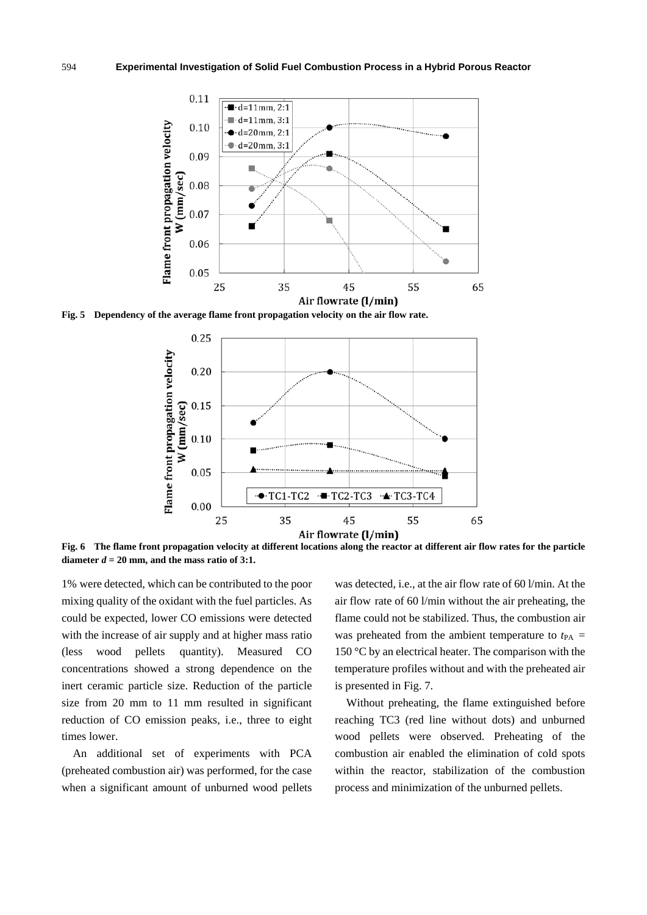Fig. 5 Dependency of the average flame front propagation velocity on the air flow rate.

Fig. 6 The flame front propagation velocity at different locations along the reactor at different air flow rates for the particle diameter $d$ = 20 mm, and the mass ratio of 3:1.

1% were detected, which can be contributed to the poor mixing quality of the oxidant with the fuel particles. As could be expected, lower CO emissions were detected with the increase of air supply and at higher mass ratio (less wood pellets quantity). Measured CO concentrations showed a strong dependence on the inert ceramic particle size. Reduction of the particle size from 20 mm to 11 mm resulted in significant reduction of CO emission peaks, i.e., three to eight times lower.

An additional set of experiments with PCA (preheated combustion air) was performed, for the case when a significant amount of unburned wood pellets was detected, i.e., at the air flow rate of 60 l/min. At the air flow rate of 60 l/min without the air preheating, the flame could not be stabilized. Thus, the combustion air was preheated from the ambient temperature to $t_{PA}$ = 150 °C by an electrical heater. The comparison with the temperature profiles without and with the preheated air is presented in Fig. 7.

Without preheating, the flame extinguished before reaching TC3 (red line without dots) and unburned wood pellets were observed. Preheating of the combustion air enabled the elimination of cold spots within the reactor, stabilization of the combustion process and minimization of the unburned pellets.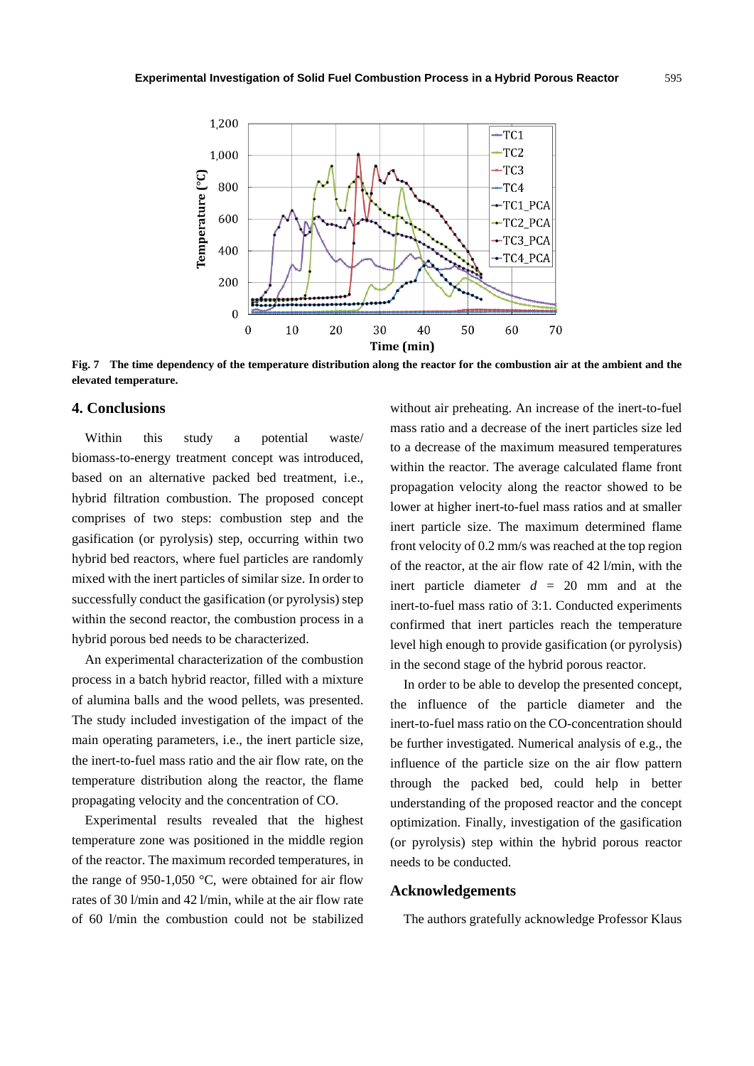Fig. 7 The time dependency of the temperature distribution along the reactor for the combustion air at the ambient and the elevated temperature.

## 4. Conclusions

Within this study a potential waste/biomass-to-energy treatment concept was introduced, based on an alternative packed bed treatment, i.e., hybrid filtration combustion. The proposed concept comprises of two steps: combustion step and the gasification (or pyrolysis) step, occurring within two hybrid bed reactors, where fuel particles are randomly mixed with the inert particles of similar size. In order to successfully conduct the gasification (or pyrolysis) step within the second reactor, the combustion process in a hybrid porous bed needs to be characterized.

An experimental characterization of the combustion process in a batch hybrid reactor, filled with a mixture of alumina balls and the wood pellets, was presented. The study included investigation of the impact of the main operating parameters, i.e., the inert particle size, the inert-to-fuel mass ratio and the air flow rate, on the temperature distribution along the reactor, the flame propagating velocity and the concentration of CO.

Experimental results revealed that the highest temperature zone was positioned in the middle region of the reactor. The maximum recorded temperatures, in the range of 950-1,050 °C, were obtained for air flow rates of 30 l/min and 42 l/min, while at the air flow rate of 60 l/min the combustion could not be stabilized without air preheating. An increase of the inert-to-fuel mass ratio and a decrease of the inert particles size led to a decrease of the maximum measured temperatures within the reactor. The average calculated flame front propagation velocity along the reactor showed to be lower at higher inert-to-fuel mass ratios and at smaller inert particle size. The maximum determined flame front velocity of 0.2 mm/s was reached at the top region of the reactor, at the air flow rate of 42 l/min, with the inert particle diameter $d$ = 20 mm and at the inert-to-fuel mass ratio of 3:1. Conducted experiments confirmed that inert particles reach the temperature level high enough to provide gasification (or pyrolysis) in the second stage of the hybrid porous reactor.

In order to be able to develop the presented concept, the influence of the particle diameter and the inert-to-fuel mass ratio on the CO-concentration should be further investigated. Numerical analysis of e.g., the influence of the particle size on the air flow pattern through the packed bed, could help in better understanding of the proposed reactor and the concept optimization. Finally, investigation of the gasification (or pyrolysis) step within the hybrid porous reactor needs to be conducted.

## Acknowledgements

The authors gratefully acknowledge Professor Klaus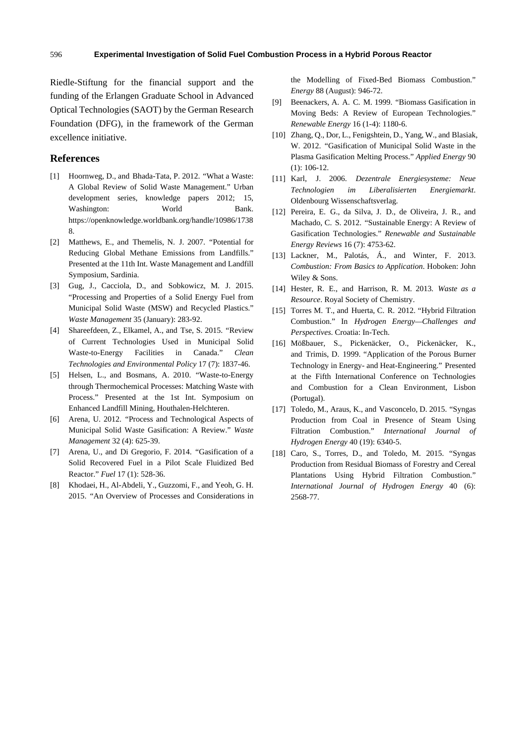Riedle-Stiftung for the financial support and the funding of the Erlangen Graduate School in Advanced Optical Technologies (SAOT) by the German Research Foundation (DFG), in the framework of the German excellence initiative.

## References

[1] Hoornweg, D., and Bhada-Tata, P. 2012. "What a Waste: A Global Review of Solid Waste Management." Urban development series, knowledge papers 2012; 15, Washington: World Bank. https://openknowledge.worldbank.org/handle/10986/17388.

[2] Matthews, E., and Themelis, N. J. 2007. "Potential for Reducing Global Methane Emissions from Landfills." Presented at the 11th Int. Waste Management and Landfill Symposium, Sardinia.

[3] Gug, J., Cacciola, D., and Sobkowicz, M. J. 2015. "Processing and Properties of a Solid Energy Fuel from Municipal Solid Waste (MSW) and Recycled Plastics." *Waste Management* 35 (January): 283-92.

[4] Shareefdeen, Z., Elkamel, A., and Tse, S. 2015. "Review of Current Technologies Used in Municipal Solid Waste-to-Energy Facilities in Canada." *Clean Technologies and Environmental Policy* 17 (7): 1837-46.

[5] Helsen, L., and Bosmans, A. 2010. "Waste-to-Energy through Thermochemical Processes: Matching Waste with Process." Presented at the 1st Int. Symposium on Enhanced Landfill Mining, Houthalen-Helchteren.

[6] Arena, U. 2012. "Process and Technological Aspects of Municipal Solid Waste Gasification: A Review." *Waste Management* 32 (4): 625-39.

[7] Arena, U., and Di Gregorio, F. 2014. "Gasification of a Solid Recovered Fuel in a Pilot Scale Fluidized Bed Reactor." *Fuel* 17 (1): 528-36.

[8] Khodaei, H., Al-Abdeli, Y., Guzzomi, F., and Yeoh, G. H. 2015. "An Overview of Processes and Considerations in the Modelling of Fixed-Bed Biomass Combustion." *Energy* 88 (August): 946-72.

[9] Beenackers, A. A. C. M. 1999. "Biomass Gasification in Moving Beds: A Review of European Technologies." *Renewable Energy* 16 (1-4): 1180-6.

[10] Zhang, Q., Dor, L., Fenigshtein, D., Yang, W., and Blasiak, W. 2012. "Gasification of Municipal Solid Waste in the Plasma Gasification Melting Process." *Applied Energy* 90 (1): 106-12.

[11] Karl, J. 2006. *Dezentrale Energiesysteme: Neue Technologien im Liberalisierten Energiemarkt*. Oldenbourg Wissenschaftsverlag.

[12] Pereira, E. G., da Silva, J. D., de Oliveira, J. R., and Machado, C. S. 2012. "Sustainable Energy: A Review of Gasification Technologies." *Renewable and Sustainable Energy Reviews* 16 (7): 4753-62.

[13] Lackner, M., Palotás, Á., and Winter, F. 2013. *Combustion: From Basics to Application*. Hoboken: John Wiley & Sons.

[14] Hester, R. E., and Harrison, R. M. 2013. *Waste as a Resource*. Royal Society of Chemistry.

[15] Torres M. T., and Huerta, C. R. 2012. "Hybrid Filtration Combustion." In *Hydrogen Energy—Challenges and Perspectives*. Croatia: In-Tech.

[16] Mößbauer, S., Pickenäcker, O., Pickenäcker, K., and Trimis, D. 1999. "Application of the Porous Burner Technology in Energy- and Heat-Engineering." Presented at the Fifth International Conference on Technologies and Combustion for a Clean Environment, Lisbon (Portugal).

[17] Toledo, M., Araus, K., and Vasconcelo, D. 2015. "Syngas Production from Coal in Presence of Steam Using Filtration Combustion." *International Journal of Hydrogen Energy* 40 (19): 6340-5.

[18] Caro, S., Torres, D., and Toledo, M. 2015. "Syngas Production from Residual Biomass of Forestry and Cereal Plantations Using Hybrid Filtration Combustion." *International Journal of Hydrogen Energy* 40 (6): 2568-77.